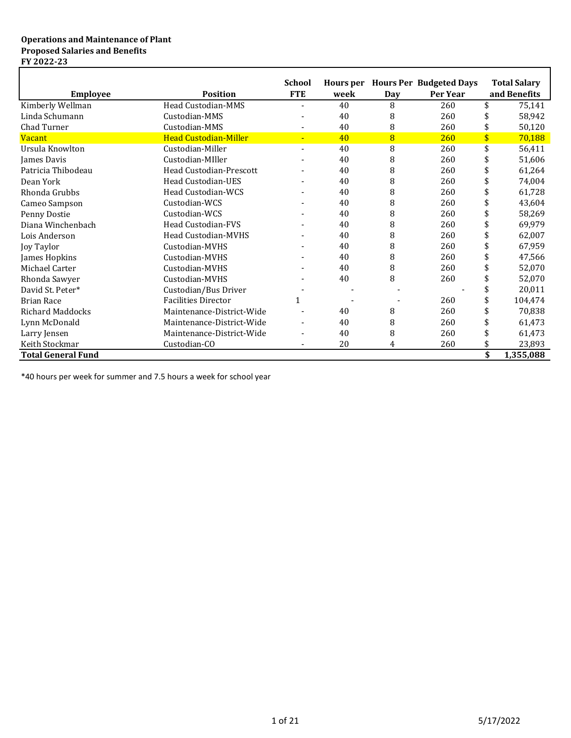**Operations and Maintenance of Plant**
**Proposed Salaries and Benefits**
**FY 2022-23**

| Employee | Position | School FTE | Hours per week | Hours Per Day | Budgeted Days Per Year | Total Salary and Benefits |
|---|---|---|---|---|---|---|
| Kimberly Wellman | Head Custodian-MMS | - | 40 | 8 | 260 | $ 75,141 |
| Linda Schumann | Custodian-MMS | - | 40 | 8 | 260 | $ 58,942 |
| Chad Turner | Custodian-MMS | - | 40 | 8 | 260 | $ 50,120 |
| Vacant | Head Custodian-Miller | - | 40 | 8 | 260 | $ 70,188 |
| Ursula Knowlton | Custodian-Miller | - | 40 | 8 | 260 | $ 56,411 |
| James Davis | Custodian-MIller | - | 40 | 8 | 260 | $ 51,606 |
| Patricia Thibodeau | Head Custodian-Prescott | - | 40 | 8 | 260 | $ 61,264 |
| Dean York | Head Custodian-UES | - | 40 | 8 | 260 | $ 74,004 |
| Rhonda Grubbs | Head Custodian-WCS | - | 40 | 8 | 260 | $ 61,728 |
| Cameo Sampson | Custodian-WCS | - | 40 | 8 | 260 | $ 43,604 |
| Penny Dostie | Custodian-WCS | - | 40 | 8 | 260 | $ 58,269 |
| Diana Winchenbach | Head Custodian-FVS | - | 40 | 8 | 260 | $ 69,979 |
| Lois Anderson | Head Custodian-MVHS | - | 40 | 8 | 260 | $ 62,007 |
| Joy Taylor | Custodian-MVHS | - | 40 | 8 | 260 | $ 67,959 |
| James Hopkins | Custodian-MVHS | - | 40 | 8 | 260 | $ 47,566 |
| Michael Carter | Custodian-MVHS | - | 40 | 8 | 260 | $ 52,070 |
| Rhonda Sawyer | Custodian-MVHS | - | 40 | 8 | 260 | $ 52,070 |
| David St. Peter* | Custodian/Bus Driver | - | - | - | - | $ 20,011 |
| Brian Race | Facilities Director | 1 | - | - | 260 | $ 104,474 |
| Richard Maddocks | Maintenance-District-Wide | - | 40 | 8 | 260 | $ 70,838 |
| Lynn McDonald | Maintenance-District-Wide | - | 40 | 8 | 260 | $ 61,473 |
| Larry Jensen | Maintenance-District-Wide | - | 40 | 8 | 260 | $ 61,473 |
| Keith Stockmar | Custodian-CO | - | 20 | 4 | 260 | $ 23,893 |
| **Total General Fund** | | | | | | **$ 1,355,088** |

*40 hours per week for summer and 7.5 hours a week for school year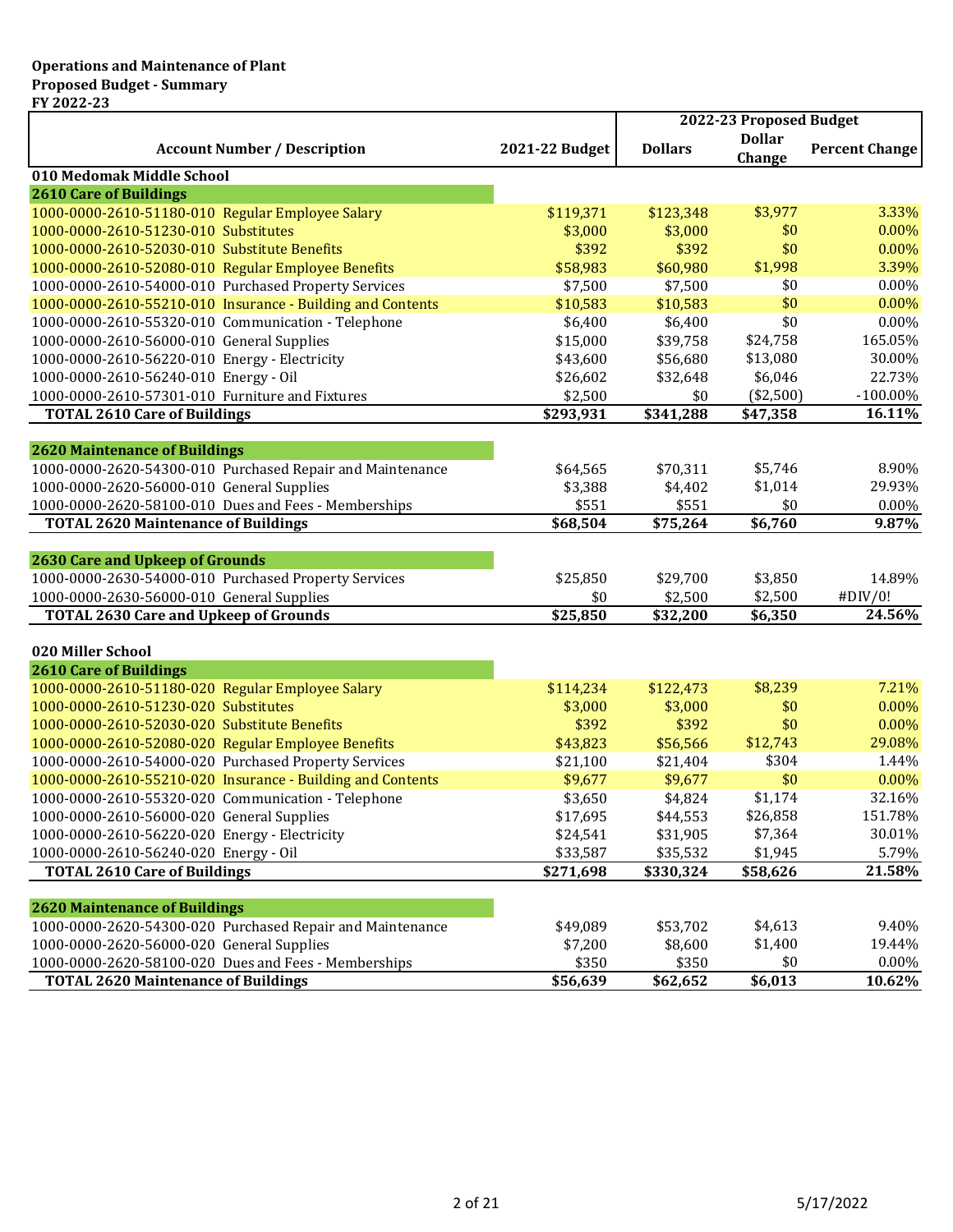**Operations and Maintenance of Plant**
**Proposed Budget - Summary**
**FY 2022-23**

| Account Number / Description | 2021-22 Budget | 2022-23 Proposed Budget | | |
|---|---|---|---|---|
| | | Dollars | Dollar Change | Percent Change |
| **010 Medomak Middle School** | | | | |
| **2610 Care of Buildings** | | | | |
| 1000-0000-2610-51180-010 Regular Employee Salary | $119,371 | $123,348 | $3,977 | 3.33% |
| 1000-0000-2610-51230-010 Substitutes | $3,000 | $3,000 | $0 | 0.00% |
| 1000-0000-2610-52030-010 Substitute Benefits | $392 | $392 | $0 | 0.00% |
| 1000-0000-2610-52080-010 Regular Employee Benefits | $58,983 | $60,980 | $1,998 | 3.39% |
| 1000-0000-2610-54000-010 Purchased Property Services | $7,500 | $7,500 | $0 | 0.00% |
| 1000-0000-2610-55210-010 Insurance - Building and Contents | $10,583 | $10,583 | $0 | 0.00% |
| 1000-0000-2610-55320-010 Communication - Telephone | $6,400 | $6,400 | $0 | 0.00% |
| 1000-0000-2610-56000-010 General Supplies | $15,000 | $39,758 | $24,758 | 165.05% |
| 1000-0000-2610-56220-010 Energy - Electricity | $43,600 | $56,680 | $13,080 | 30.00% |
| 1000-0000-2610-56240-010 Energy - Oil | $26,602 | $32,648 | $6,046 | 22.73% |
| 1000-0000-2610-57301-010 Furniture and Fixtures | $2,500 | $0 | ($2,500) | -100.00% |
| **TOTAL 2610 Care of Buildings** | **$293,931** | **$341,288** | **$47,358** | **16.11%** |
| **2620 Maintenance of Buildings** | | | | |
| 1000-0000-2620-54300-010 Purchased Repair and Maintenance | $64,565 | $70,311 | $5,746 | 8.90% |
| 1000-0000-2620-56000-010 General Supplies | $3,388 | $4,402 | $1,014 | 29.93% |
| 1000-0000-2620-58100-010 Dues and Fees - Memberships | $551 | $551 | $0 | 0.00% |
| **TOTAL 2620 Maintenance of Buildings** | **$68,504** | **$75,264** | **$6,760** | **9.87%** |
| **2630 Care and Upkeep of Grounds** | | | | |
| 1000-0000-2630-54000-010 Purchased Property Services | $25,850 | $29,700 | $3,850 | 14.89% |
| 1000-0000-2630-56000-010 General Supplies | $0 | $2,500 | $2,500 | #DIV/0! |
| **TOTAL 2630 Care and Upkeep of Grounds** | **$25,850** | **$32,200** | **$6,350** | **24.56%** |
| **020 Miller School** | | | | |
| **2610 Care of Buildings** | | | | |
| 1000-0000-2610-51180-020 Regular Employee Salary | $114,234 | $122,473 | $8,239 | 7.21% |
| 1000-0000-2610-51230-020 Substitutes | $3,000 | $3,000 | $0 | 0.00% |
| 1000-0000-2610-52030-020 Substitute Benefits | $392 | $392 | $0 | 0.00% |
| 1000-0000-2610-52080-020 Regular Employee Benefits | $43,823 | $56,566 | $12,743 | 29.08% |
| 1000-0000-2610-54000-020 Purchased Property Services | $21,100 | $21,404 | $304 | 1.44% |
| 1000-0000-2610-55210-020 Insurance - Building and Contents | $9,677 | $9,677 | $0 | 0.00% |
| 1000-0000-2610-55320-020 Communication - Telephone | $3,650 | $4,824 | $1,174 | 32.16% |
| 1000-0000-2610-56000-020 General Supplies | $17,695 | $44,553 | $26,858 | 151.78% |
| 1000-0000-2610-56220-020 Energy - Electricity | $24,541 | $31,905 | $7,364 | 30.01% |
| 1000-0000-2610-56240-020 Energy - Oil | $33,587 | $35,532 | $1,945 | 5.79% |
| **TOTAL 2610 Care of Buildings** | **$271,698** | **$330,324** | **$58,626** | **21.58%** |
| **2620 Maintenance of Buildings** | | | | |
| 1000-0000-2620-54300-020 Purchased Repair and Maintenance | $49,089 | $53,702 | $4,613 | 9.40% |
| 1000-0000-2620-56000-020 General Supplies | $7,200 | $8,600 | $1,400 | 19.44% |
| 1000-0000-2620-58100-020 Dues and Fees - Memberships | $350 | $350 | $0 | 0.00% |
| **TOTAL 2620 Maintenance of Buildings** | **$56,639** | **$62,652** | **$6,013** | **10.62%** |

5/17/2022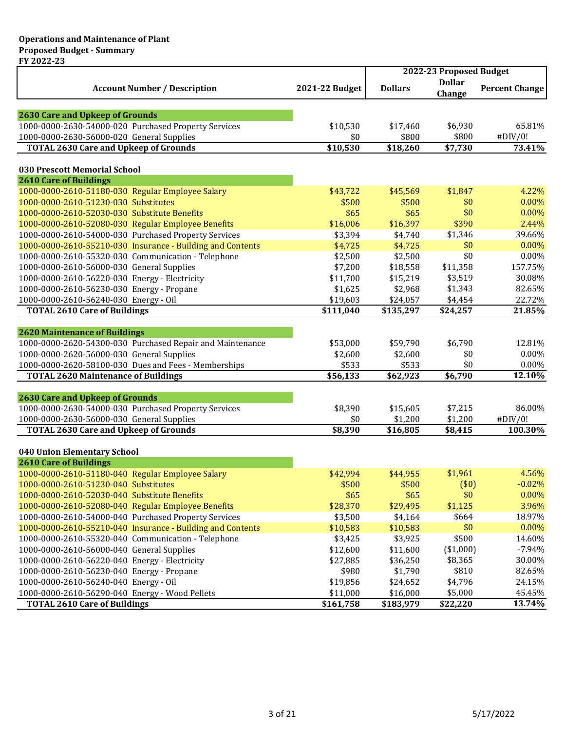**Operations and Maintenance of Plant**
**Proposed Budget - Summary**
**FY 2022-23**

| Account Number / Description | 2021-22 Budget | 2022-23 Proposed Budget | | |
|---|---|---|---|---|
| | | Dollars | Dollar Change | Percent Change |
| **2630 Care and Upkeep of Grounds** | | | | |
| 1000-0000-2630-54000-020 Purchased Property Services | $10,530 | $17,460 | $6,930 | 65.81% |
| 1000-0000-2630-56000-020 General Supplies | $0 | $800 | $800 | #DIV/0! |
| **TOTAL 2630 Care and Upkeep of Grounds** | **$10,530** | **$18,260** | **$7,730** | **73.41%** |
| | | | | |
| **030 Prescott Memorial School** | | | | |
| **2610 Care of Buildings** | | | | |
| 1000-0000-2610-51180-030 Regular Employee Salary | $43,722 | $45,569 | $1,847 | 4.22% |
| 1000-0000-2610-51230-030 Substitutes | $500 | $500 | $0 | 0.00% |
| 1000-0000-2610-52030-030 Substitute Benefits | $65 | $65 | $0 | 0.00% |
| 1000-0000-2610-52080-030 Regular Employee Benefits | $16,006 | $16,397 | $390 | 2.44% |
| 1000-0000-2610-54000-030 Purchased Property Services | $3,394 | $4,740 | $1,346 | 39.66% |
| 1000-0000-2610-55210-030 Insurance - Building and Contents | $4,725 | $4,725 | $0 | 0.00% |
| 1000-0000-2610-55320-030 Communication - Telephone | $2,500 | $2,500 | $0 | 0.00% |
| 1000-0000-2610-56000-030 General Supplies | $7,200 | $18,558 | $11,358 | 157.75% |
| 1000-0000-2610-56220-030 Energy - Electricity | $11,700 | $15,219 | $3,519 | 30.08% |
| 1000-0000-2610-56230-030 Energy - Propane | $1,625 | $2,968 | $1,343 | 82.65% |
| 1000-0000-2610-56240-030 Energy - Oil | $19,603 | $24,057 | $4,454 | 22.72% |
| **TOTAL 2610 Care of Buildings** | **$111,040** | **$135,297** | **$24,257** | **21.85%** |
| | | | | |
| **2620 Maintenance of Buildings** | | | | |
| 1000-0000-2620-54300-030 Purchased Repair and Maintenance | $53,000 | $59,790 | $6,790 | 12.81% |
| 1000-0000-2620-56000-030 General Supplies | $2,600 | $2,600 | $0 | 0.00% |
| 1000-0000-2620-58100-030 Dues and Fees - Memberships | $533 | $533 | $0 | 0.00% |
| **TOTAL 2620 Maintenance of Buildings** | **$56,133** | **$62,923** | **$6,790** | **12.10%** |
| | | | | |
| **2630 Care and Upkeep of Grounds** | | | | |
| 1000-0000-2630-54000-030 Purchased Property Services | $8,390 | $15,605 | $7,215 | 86.00% |
| 1000-0000-2630-56000-030 General Supplies | $0 | $1,200 | $1,200 | #DIV/0! |
| **TOTAL 2630 Care and Upkeep of Grounds** | **$8,390** | **$16,805** | **$8,415** | **100.30%** |
| | | | | |
| **040 Union Elementary School** | | | | |
| **2610 Care of Buildings** | | | | |
| 1000-0000-2610-51180-040 Regular Employee Salary | $42,994 | $44,955 | $1,961 | 4.56% |
| 1000-0000-2610-51230-040 Substitutes | $500 | $500 | ($0) | -0.02% |
| 1000-0000-2610-52030-040 Substitute Benefits | $65 | $65 | $0 | 0.00% |
| 1000-0000-2610-52080-040 Regular Employee Benefits | $28,370 | $29,495 | $1,125 | 3.96% |
| 1000-0000-2610-54000-040 Purchased Property Services | $3,500 | $4,164 | $664 | 18.97% |
| 1000-0000-2610-55210-040 Insurance - Building and Contents | $10,583 | $10,583 | $0 | 0.00% |
| 1000-0000-2610-55320-040 Communication - Telephone | $3,425 | $3,925 | $500 | 14.60% |
| 1000-0000-2610-56000-040 General Supplies | $12,600 | $11,600 | ($1,000) | -7.94% |
| 1000-0000-2610-56220-040 Energy - Electricity | $27,885 | $36,250 | $8,365 | 30.00% |
| 1000-0000-2610-56230-040 Energy - Propane | $980 | $1,790 | $810 | 82.65% |
| 1000-0000-2610-56240-040 Energy - Oil | $19,856 | $24,652 | $4,796 | 24.15% |
| 1000-0000-2610-56290-040 Energy - Wood Pellets | $11,000 | $16,000 | $5,000 | 45.45% |
| **TOTAL 2610 Care of Buildings** | **$161,758** | **$183,979** | **$22,220** | **13.74%** |

5/17/2022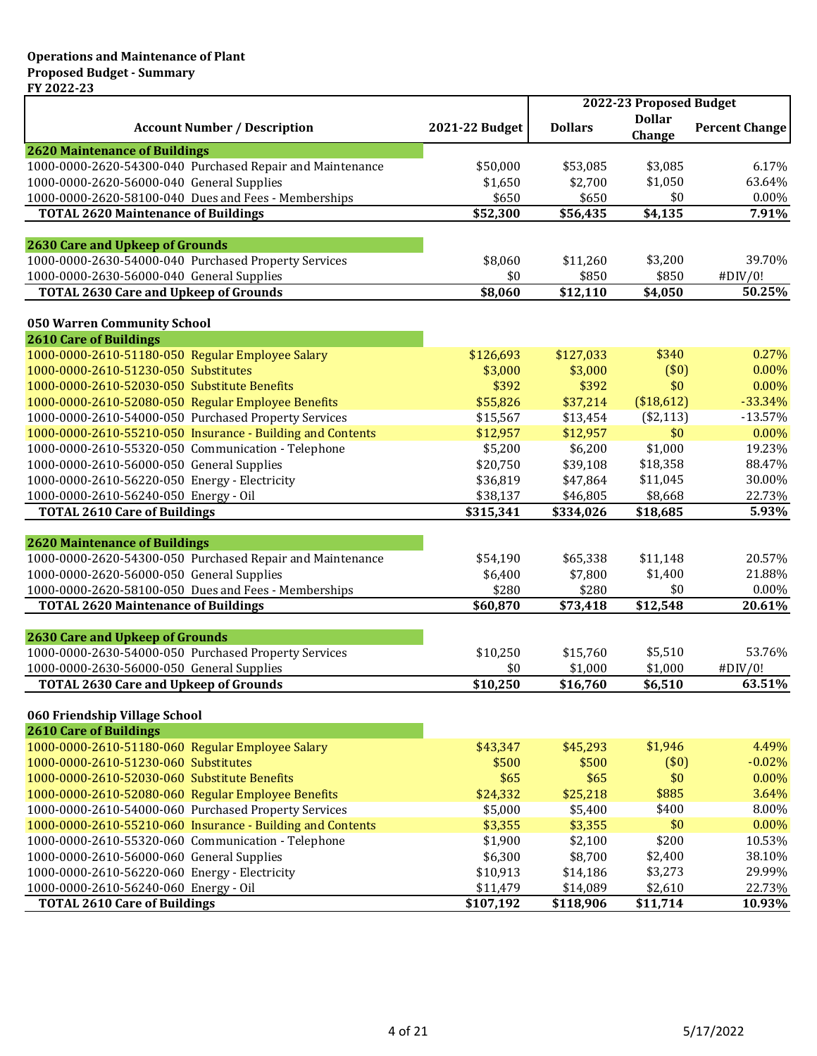**Operations and Maintenance of Plant**
**Proposed Budget - Summary**
**FY 2022-23**

| Account Number / Description | 2021-22 Budget | 2022-23 Proposed Budget | | |
|---|---|---|---|---|
| | | Dollars | Dollar Change | Percent Change |
| **2620 Maintenance of Buildings** | | | | |
| 1000-0000-2620-54300-040 Purchased Repair and Maintenance | $50,000 | $53,085 | $3,085 | 6.17% |
| 1000-0000-2620-56000-040 General Supplies | $1,650 | $2,700 | $1,050 | 63.64% |
| 1000-0000-2620-58100-040 Dues and Fees - Memberships | $650 | $650 | $0 | 0.00% |
| **TOTAL 2620 Maintenance of Buildings** | **$52,300** | **$56,435** | **$4,135** | **7.91%** |
| | | | | |
| **2630 Care and Upkeep of Grounds** | | | | |
| 1000-0000-2630-54000-040 Purchased Property Services | $8,060 | $11,260 | $3,200 | 39.70% |
| 1000-0000-2630-56000-040 General Supplies | $0 | $850 | $850 | #DIV/0! |
| **TOTAL 2630 Care and Upkeep of Grounds** | **$8,060** | **$12,110** | **$4,050** | **50.25%** |
| | | | | |
| **050 Warren Community School** | | | | |
| **2610 Care of Buildings** | | | | |
| 1000-0000-2610-51180-050 Regular Employee Salary | $126,693 | $127,033 | $340 | 0.27% |
| 1000-0000-2610-51230-050 Substitutes | $3,000 | $3,000 | ($0) | 0.00% |
| 1000-0000-2610-52030-050 Substitute Benefits | $392 | $392 | $0 | 0.00% |
| 1000-0000-2610-52080-050 Regular Employee Benefits | $55,826 | $37,214 | ($18,612) | -33.34% |
| 1000-0000-2610-54000-050 Purchased Property Services | $15,567 | $13,454 | ($2,113) | -13.57% |
| 1000-0000-2610-55210-050 Insurance - Building and Contents | $12,957 | $12,957 | $0 | 0.00% |
| 1000-0000-2610-55320-050 Communication - Telephone | $5,200 | $6,200 | $1,000 | 19.23% |
| 1000-0000-2610-56000-050 General Supplies | $20,750 | $39,108 | $18,358 | 88.47% |
| 1000-0000-2610-56220-050 Energy - Electricity | $36,819 | $47,864 | $11,045 | 30.00% |
| 1000-0000-2610-56240-050 Energy - Oil | $38,137 | $46,805 | $8,668 | 22.73% |
| **TOTAL 2610 Care of Buildings** | **$315,341** | **$334,026** | **$18,685** | **5.93%** |
| | | | | |
| **2620 Maintenance of Buildings** | | | | |
| 1000-0000-2620-54300-050 Purchased Repair and Maintenance | $54,190 | $65,338 | $11,148 | 20.57% |
| 1000-0000-2620-56000-050 General Supplies | $6,400 | $7,800 | $1,400 | 21.88% |
| 1000-0000-2620-58100-050 Dues and Fees - Memberships | $280 | $280 | $0 | 0.00% |
| **TOTAL 2620 Maintenance of Buildings** | **$60,870** | **$73,418** | **$12,548** | **20.61%** |
| | | | | |
| **2630 Care and Upkeep of Grounds** | | | | |
| 1000-0000-2630-54000-050 Purchased Property Services | $10,250 | $15,760 | $5,510 | 53.76% |
| 1000-0000-2630-56000-050 General Supplies | $0 | $1,000 | $1,000 | #DIV/0! |
| **TOTAL 2630 Care and Upkeep of Grounds** | **$10,250** | **$16,760** | **$6,510** | **63.51%** |
| | | | | |
| **060 Friendship Village School** | | | | |
| **2610 Care of Buildings** | | | | |
| 1000-0000-2610-51180-060 Regular Employee Salary | $43,347 | $45,293 | $1,946 | 4.49% |
| 1000-0000-2610-51230-060 Substitutes | $500 | $500 | ($0) | -0.02% |
| 1000-0000-2610-52030-060 Substitute Benefits | $65 | $65 | $0 | 0.00% |
| 1000-0000-2610-52080-060 Regular Employee Benefits | $24,332 | $25,218 | $885 | 3.64% |
| 1000-0000-2610-54000-060 Purchased Property Services | $5,000 | $5,400 | $400 | 8.00% |
| 1000-0000-2610-55210-060 Insurance - Building and Contents | $3,355 | $3,355 | $0 | 0.00% |
| 1000-0000-2610-55320-060 Communication - Telephone | $1,900 | $2,100 | $200 | 10.53% |
| 1000-0000-2610-56000-060 General Supplies | $6,300 | $8,700 | $2,400 | 38.10% |
| 1000-0000-2610-56220-060 Energy - Electricity | $10,913 | $14,186 | $3,273 | 29.99% |
| 1000-0000-2610-56240-060 Energy - Oil | $11,479 | $14,089 | $2,610 | 22.73% |
| **TOTAL 2610 Care of Buildings** | **$107,192** | **$118,906** | **$11,714** | **10.93%** |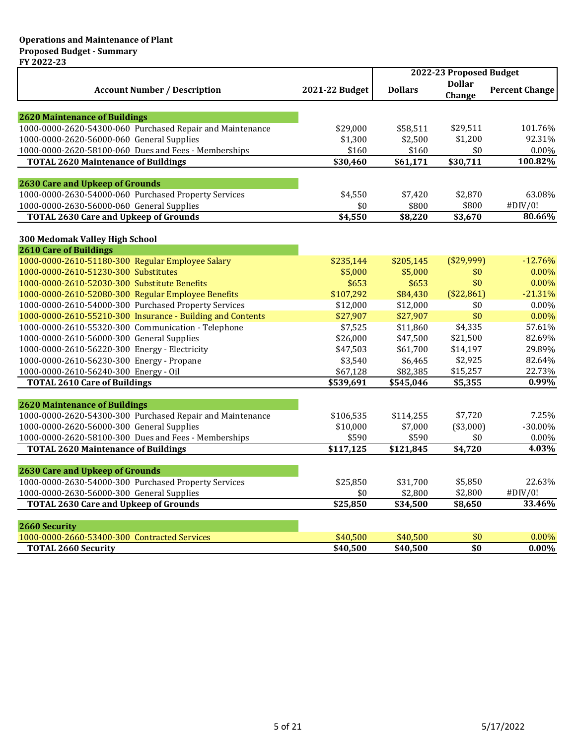**Operations and Maintenance of Plant**
**Proposed Budget - Summary**
**FY 2022-23**

| Account Number / Description | 2021-22 Budget | 2022-23 Proposed Budget | | |
|---|---|---|---|---|
| | | Dollars | Dollar Change | Percent Change |
| **2620 Maintenance of Buildings** | | | | |
| 1000-0000-2620-54300-060 Purchased Repair and Maintenance | $29,000 | $58,511 | $29,511 | 101.76% |
| 1000-0000-2620-56000-060 General Supplies | $1,300 | $2,500 | $1,200 | 92.31% |
| 1000-0000-2620-58100-060 Dues and Fees - Memberships | $160 | $160 | $0 | 0.00% |
| **TOTAL 2620 Maintenance of Buildings** | **$30,460** | **$61,171** | **$30,711** | **100.82%** |
| **2630 Care and Upkeep of Grounds** | | | | |
| 1000-0000-2630-54000-060 Purchased Property Services | $4,550 | $7,420 | $2,870 | 63.08% |
| 1000-0000-2630-56000-060 General Supplies | $0 | $800 | $800 | #DIV/0! |
| **TOTAL 2630 Care and Upkeep of Grounds** | **$4,550** | **$8,220** | **$3,670** | **80.66%** |
| **300 Medomak Valley High School** | | | | |
| **2610 Care of Buildings** | | | | |
| 1000-0000-2610-51180-300 Regular Employee Salary | $235,144 | $205,145 | ($29,999) | -12.76% |
| 1000-0000-2610-51230-300 Substitutes | $5,000 | $5,000 | $0 | 0.00% |
| 1000-0000-2610-52030-300 Substitute Benefits | $653 | $653 | $0 | 0.00% |
| 1000-0000-2610-52080-300 Regular Employee Benefits | $107,292 | $84,430 | ($22,861) | -21.31% |
| 1000-0000-2610-54000-300 Purchased Property Services | $12,000 | $12,000 | $0 | 0.00% |
| 1000-0000-2610-55210-300 Insurance - Building and Contents | $27,907 | $27,907 | $0 | 0.00% |
| 1000-0000-2610-55320-300 Communication - Telephone | $7,525 | $11,860 | $4,335 | 57.61% |
| 1000-0000-2610-56000-300 General Supplies | $26,000 | $47,500 | $21,500 | 82.69% |
| 1000-0000-2610-56220-300 Energy - Electricity | $47,503 | $61,700 | $14,197 | 29.89% |
| 1000-0000-2610-56230-300 Energy - Propane | $3,540 | $6,465 | $2,925 | 82.64% |
| 1000-0000-2610-56240-300 Energy - Oil | $67,128 | $82,385 | $15,257 | 22.73% |
| **TOTAL 2610 Care of Buildings** | **$539,691** | **$545,046** | **$5,355** | **0.99%** |
| **2620 Maintenance of Buildings** | | | | |
| 1000-0000-2620-54300-300 Purchased Repair and Maintenance | $106,535 | $114,255 | $7,720 | 7.25% |
| 1000-0000-2620-56000-300 General Supplies | $10,000 | $7,000 | ($3,000) | -30.00% |
| 1000-0000-2620-58100-300 Dues and Fees - Memberships | $590 | $590 | $0 | 0.00% |
| **TOTAL 2620 Maintenance of Buildings** | **$117,125** | **$121,845** | **$4,720** | **4.03%** |
| **2630 Care and Upkeep of Grounds** | | | | |
| 1000-0000-2630-54000-300 Purchased Property Services | $25,850 | $31,700 | $5,850 | 22.63% |
| 1000-0000-2630-56000-300 General Supplies | $0 | $2,800 | $2,800 | #DIV/0! |
| **TOTAL 2630 Care and Upkeep of Grounds** | **$25,850** | **$34,500** | **$8,650** | **33.46%** |
| **2660 Security** | | | | |
| 1000-0000-2660-53400-300 Contracted Services | $40,500 | $40,500 | $0 | 0.00% |
| **TOTAL 2660 Security** | **$40,500** | **$40,500** | **$0** | **0.00%** |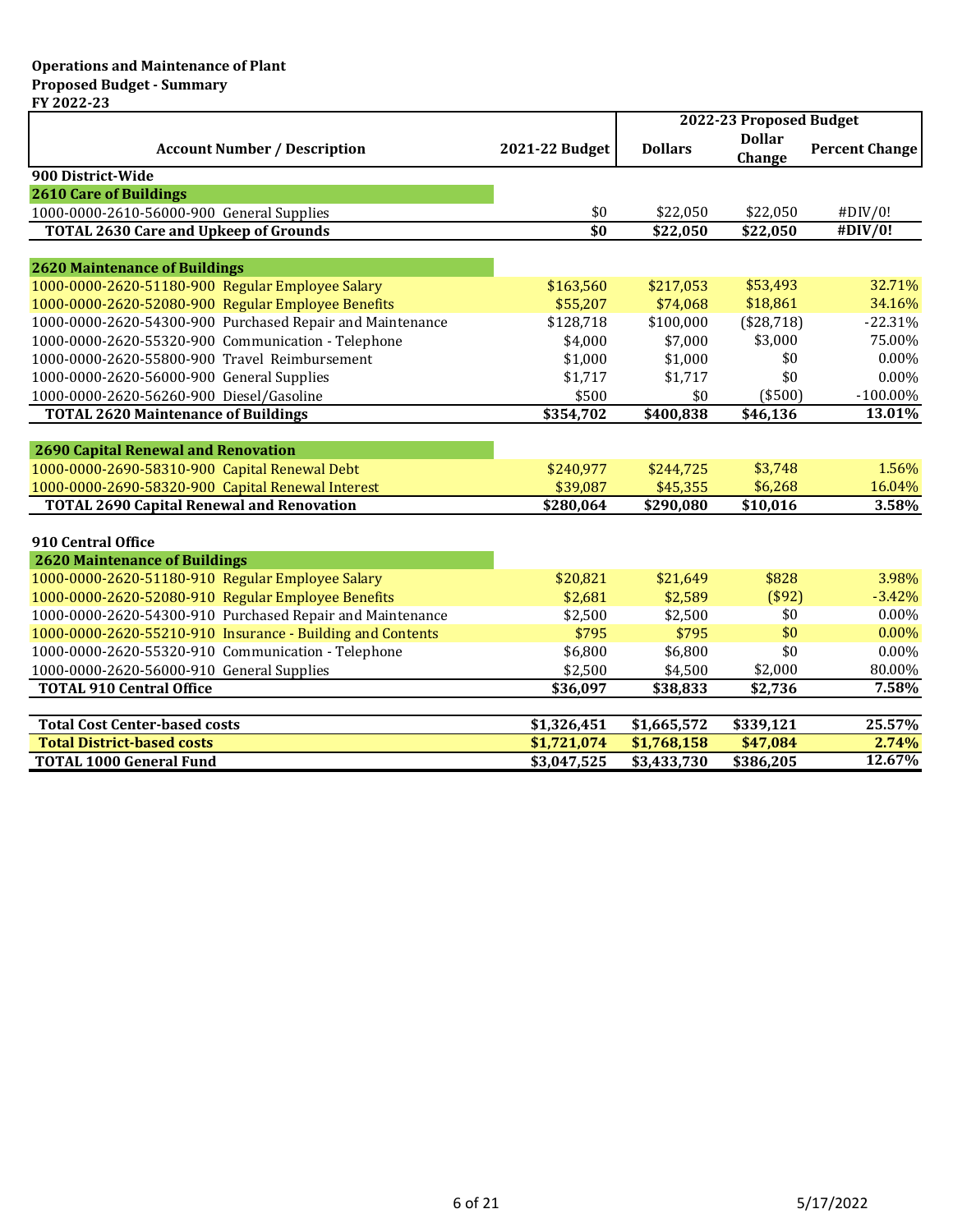**Operations and Maintenance of Plant**
**Proposed Budget - Summary**
**FY 2022-23**

| Account Number / Description | 2021-22 Budget | 2022-23 Proposed Budget | | |
|---|---|---|---|---|
| | | Dollars | Dollar Change | Percent Change |
| **900 District-Wide** | | | | |
| **2610 Care of Buildings** | | | | |
| 1000-0000-2610-56000-900 General Supplies | $0 | $22,050 | $22,050 | #DIV/0! |
| **TOTAL 2630 Care and Upkeep of Grounds** | **$0** | **$22,050** | **$22,050** | **#DIV/0!** |
| | | | | |
| **2620 Maintenance of Buildings** | | | | |
| 1000-0000-2620-51180-900 Regular Employee Salary | $163,560 | $217,053 | $53,493 | 32.71% |
| 1000-0000-2620-52080-900 Regular Employee Benefits | $55,207 | $74,068 | $18,861 | 34.16% |
| 1000-0000-2620-54300-900 Purchased Repair and Maintenance | $128,718 | $100,000 | ($28,718) | -22.31% |
| 1000-0000-2620-55320-900 Communication - Telephone | $4,000 | $7,000 | $3,000 | 75.00% |
| 1000-0000-2620-55800-900 Travel Reimbursement | $1,000 | $1,000 | $0 | 0.00% |
| 1000-0000-2620-56000-900 General Supplies | $1,717 | $1,717 | $0 | 0.00% |
| 1000-0000-2620-56260-900 Diesel/Gasoline | $500 | $0 | ($500) | -100.00% |
| **TOTAL 2620 Maintenance of Buildings** | **$354,702** | **$400,838** | **$46,136** | **13.01%** |
| | | | | |
| **2690 Capital Renewal and Renovation** | | | | |
| 1000-0000-2690-58310-900 Capital Renewal Debt | $240,977 | $244,725 | $3,748 | 1.56% |
| 1000-0000-2690-58320-900 Capital Renewal Interest | $39,087 | $45,355 | $6,268 | 16.04% |
| **TOTAL 2690 Capital Renewal and Renovation** | **$280,064** | **$290,080** | **$10,016** | **3.58%** |
| | | | | |
| **910 Central Office** | | | | |
| **2620 Maintenance of Buildings** | | | | |
| 1000-0000-2620-51180-910 Regular Employee Salary | $20,821 | $21,649 | $828 | 3.98% |
| 1000-0000-2620-52080-910 Regular Employee Benefits | $2,681 | $2,589 | ($92) | -3.42% |
| 1000-0000-2620-54300-910 Purchased Repair and Maintenance | $2,500 | $2,500 | $0 | 0.00% |
| 1000-0000-2620-55210-910 Insurance - Building and Contents | $795 | $795 | $0 | 0.00% |
| 1000-0000-2620-55320-910 Communication - Telephone | $6,800 | $6,800 | $0 | 0.00% |
| 1000-0000-2620-56000-910 General Supplies | $2,500 | $4,500 | $2,000 | 80.00% |
| **TOTAL 910 Central Office** | **$36,097** | **$38,833** | **$2,736** | **7.58%** |
| | | | | |
| **Total Cost Center-based costs** | **$1,326,451** | **$1,665,572** | **$339,121** | **25.57%** |
| **Total District-based costs** | **$1,721,074** | **$1,768,158** | **$47,084** | **2.74%** |
| **TOTAL 1000 General Fund** | **$3,047,525** | **$3,433,730** | **$386,205** | **12.67%** |

5/17/2022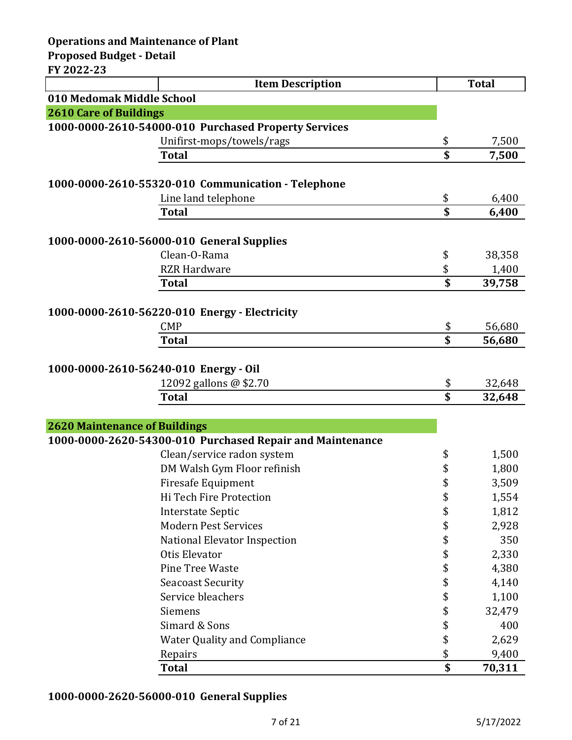**Operations and Maintenance of Plant**
**Proposed Budget - Detail**
**FY 2022-23**

| | Item Description | Total |
|---|---|---|
| **010 Medomak Middle School** | | |
| **2610 Care of Buildings** | | |
| **1000-0000-2610-54000-010 Purchased Property Services** | | |
| | Unifirst-mops/towels/rags | $ 7,500 |
| | **Total** | **$ 7,500** |
| | | |
| **1000-0000-2610-55320-010 Communication - Telephone** | | |
| | Line land telephone | $ 6,400 |
| | **Total** | **$ 6,400** |
| | | |
| **1000-0000-2610-56000-010 General Supplies** | | |
| | Clean-O-Rama | $ 38,358 |
| | RZR Hardware | $ 1,400 |
| | **Total** | **$ 39,758** |
| | | |
| **1000-0000-2610-56220-010 Energy - Electricity** | | |
| | CMP | $ 56,680 |
| | **Total** | **$ 56,680** |
| | | |
| **1000-0000-2610-56240-010 Energy - Oil** | | |
| | 12092 gallons @ $2.70 | $ 32,648 |
| | **Total** | **$ 32,648** |
| | | |
| **2620 Maintenance of Buildings** | | |
| **1000-0000-2620-54300-010 Purchased Repair and Maintenance** | | |
| | Clean/service radon system | $ 1,500 |
| | DM Walsh Gym Floor refinish | $ 1,800 |
| | Firesafe Equipment | $ 3,509 |
| | Hi Tech Fire Protection | $ 1,554 |
| | Interstate Septic | $ 1,812 |
| | Modern Pest Services | $ 2,928 |
| | National Elevator Inspection | $ 350 |
| | Otis Elevator | $ 2,330 |
| | Pine Tree Waste | $ 4,380 |
| | Seacoast Security | $ 4,140 |
| | Service bleachers | $ 1,100 |
| | Siemens | $ 32,479 |
| | Simard & Sons | $ 400 |
| | Water Quality and Compliance | $ 2,629 |
| | Repairs | $ 9,400 |
| | **Total** | **$ 70,311** |

**1000-0000-2620-56000-010 General Supplies**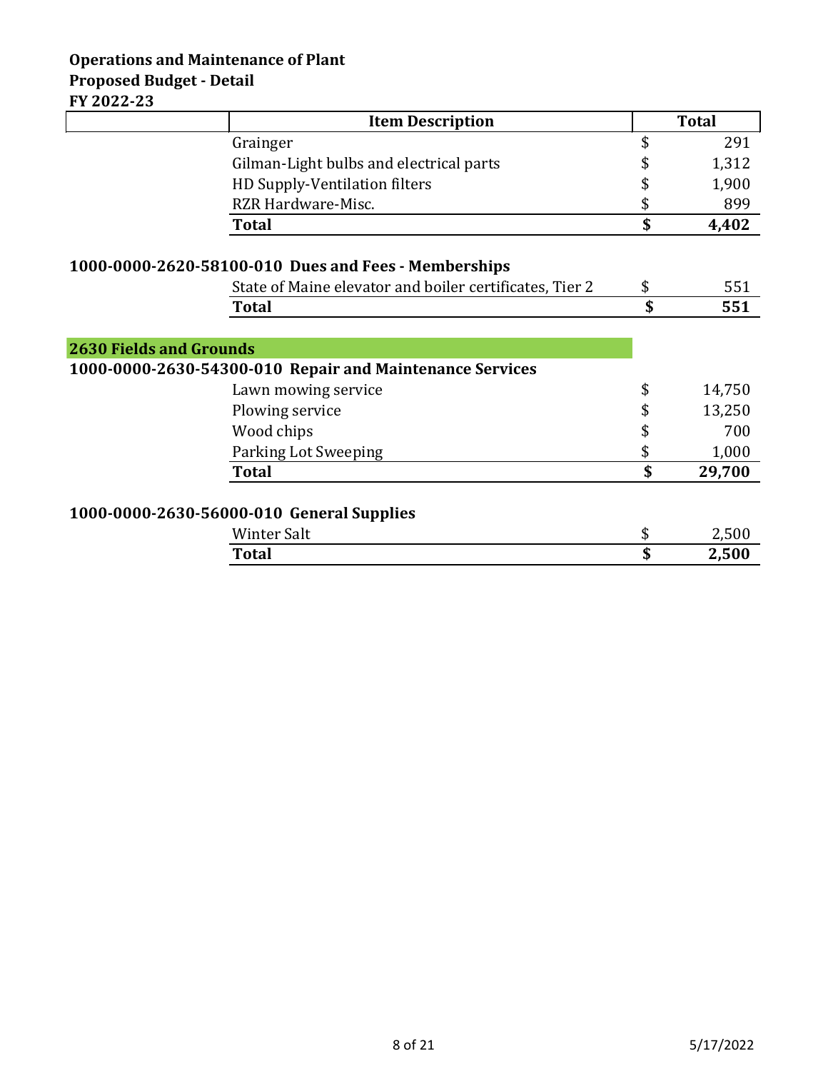**Operations and Maintenance of Plant**
**Proposed Budget - Detail**
**FY 2022-23**

| Item Description | Total |
|---|---|
| Grainger | $ 291 |
| Gilman-Light bulbs and electrical parts | $ 1,312 |
| HD Supply-Ventilation filters | $ 1,900 |
| RZR Hardware-Misc. | $ 899 |
| **Total** | **$ 4,402** |

**1000-0000-2620-58100-010 Dues and Fees - Memberships**

| Item Description | Total |
|---|---|
| State of Maine elevator and boiler certificates, Tier 2 | $ 551 |
| **Total** | **$ 551** |

## 2630 Fields and Grounds

**1000-0000-2630-54300-010 Repair and Maintenance Services**

| Item Description | Total |
|---|---|
| Lawn mowing service | $ 14,750 |
| Plowing service | $ 13,250 |
| Wood chips | $ 700 |
| Parking Lot Sweeping | $ 1,000 |
| **Total** | **$ 29,700** |

**1000-0000-2630-56000-010 General Supplies**

| Item Description | Total |
|---|---|
| Winter Salt | $ 2,500 |
| **Total** | **$ 2,500** |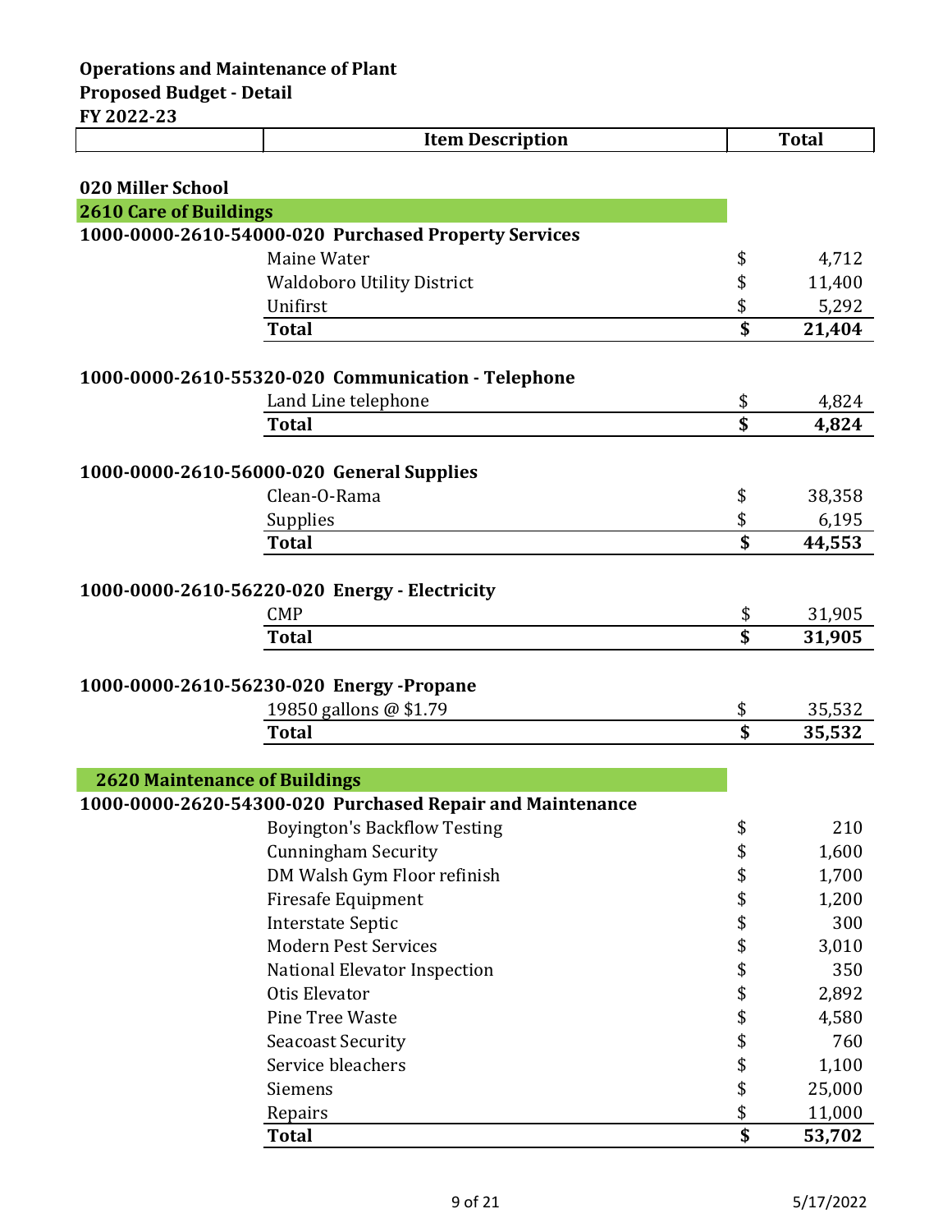**Operations and Maintenance of Plant**
**Proposed Budget - Detail**
**FY 2022-23**

| | Item Description | Total |
|---|---|---|
| **020 Miller School** | | |
| **2610 Care of Buildings** | | |
| **1000-0000-2610-54000-020 Purchased Property Services** | | |
| | Maine Water | $ 4,712 |
| | Waldoboro Utility District | $ 11,400 |
| | Unifirst | $ 5,292 |
| | **Total** | **$ 21,404** |
| **1000-0000-2610-55320-020 Communication - Telephone** | | |
| | Land Line telephone | $ 4,824 |
| | **Total** | **$ 4,824** |
| **1000-0000-2610-56000-020 General Supplies** | | |
| | Clean-O-Rama | $ 38,358 |
| | Supplies | $ 6,195 |
| | **Total** | **$ 44,553** |
| **1000-0000-2610-56220-020 Energy - Electricity** | | |
| | CMP | $ 31,905 |
| | **Total** | **$ 31,905** |
| **1000-0000-2610-56230-020 Energy -Propane** | | |
| | 19850 gallons @ $1.79 | $ 35,532 |
| | **Total** | **$ 35,532** |
| **2620 Maintenance of Buildings** | | |
| **1000-0000-2620-54300-020 Purchased Repair and Maintenance** | | |
| | Boyington's Backflow Testing | $ 210 |
| | Cunningham Security | $ 1,600 |
| | DM Walsh Gym Floor refinish | $ 1,700 |
| | Firesafe Equipment | $ 1,200 |
| | Interstate Septic | $ 300 |
| | Modern Pest Services | $ 3,010 |
| | National Elevator Inspection | $ 350 |
| | Otis Elevator | $ 2,892 |
| | Pine Tree Waste | $ 4,580 |
| | Seacoast Security | $ 760 |
| | Service bleachers | $ 1,100 |
| | Siemens | $ 25,000 |
| | Repairs | $ 11,000 |
| | **Total** | **$ 53,702** |

5/17/2022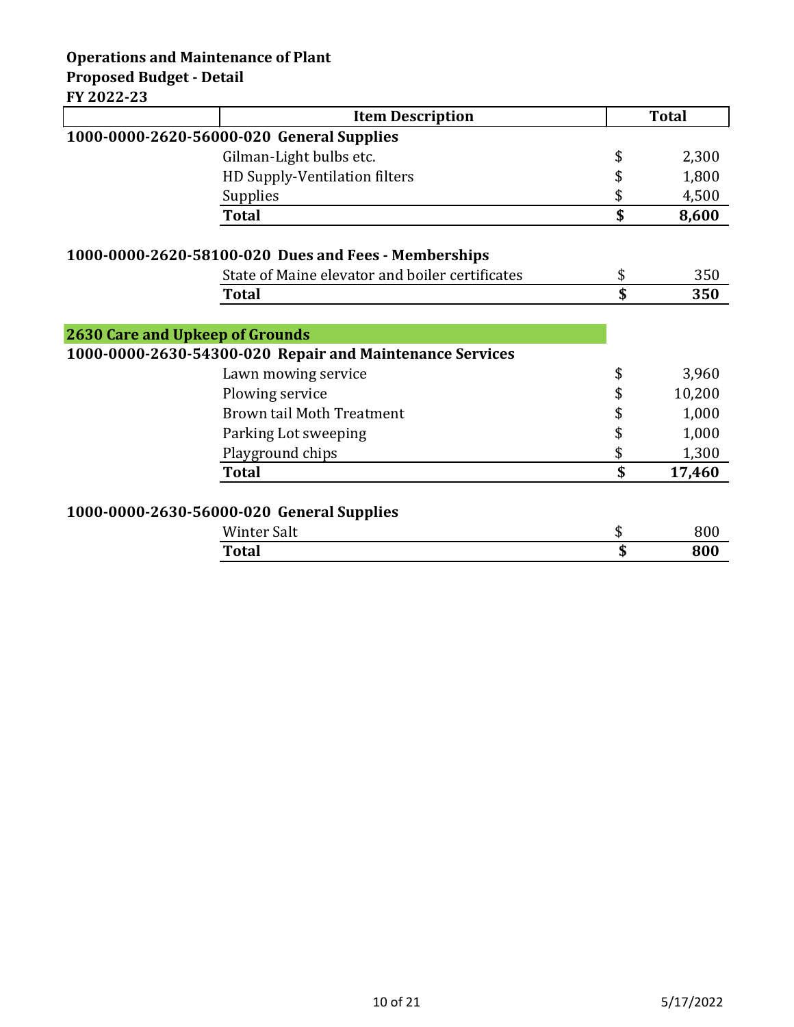**Operations and Maintenance of Plant**
**Proposed Budget - Detail**
**FY 2022-23**

| | Item Description | | Total |
|---|---|---|---|
| **1000-0000-2620-56000-020 General Supplies** | | | |
| | Gilman-Light bulbs etc. | $ | 2,300 |
| | HD Supply-Ventilation filters | $ | 1,800 |
| | Supplies | $ | 4,500 |
| | **Total** | **$** | **8,600** |
| | | | |
| **1000-0000-2620-58100-020 Dues and Fees - Memberships** | | | |
| | State of Maine elevator and boiler certificates | $ | 350 |
| | **Total** | **$** | **350** |
| | | | |
| **2630 Care and Upkeep of Grounds** | | | |
| **1000-0000-2630-54300-020 Repair and Maintenance Services** | | | |
| | Lawn mowing service | $ | 3,960 |
| | Plowing service | $ | 10,200 |
| | Brown tail Moth Treatment | $ | 1,000 |
| | Parking Lot sweeping | $ | 1,000 |
| | Playground chips | $ | 1,300 |
| | **Total** | **$** | **17,460** |
| | | | |
| **1000-0000-2630-56000-020 General Supplies** | | | |
| | Winter Salt | $ | 800 |
| | **Total** | **$** | **800** |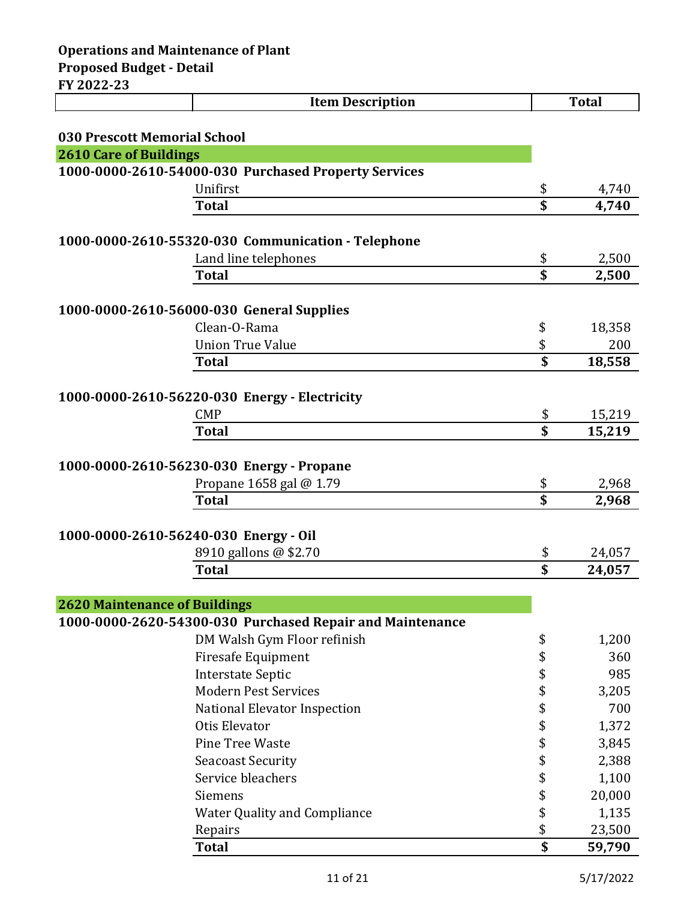**Operations and Maintenance of Plant**
**Proposed Budget - Detail**
**FY 2022-23**

| | Item Description | Total |
|---|---|---|
| **030 Prescott Memorial School** | | |
| **2610 Care of Buildings** | | |
| **1000-0000-2610-54000-030 Purchased Property Services** | | |
| | Unifirst | $ 4,740 |
| | **Total** | **$ 4,740** |
| **1000-0000-2610-55320-030 Communication - Telephone** | | |
| | Land line telephones | $ 2,500 |
| | **Total** | **$ 2,500** |
| **1000-0000-2610-56000-030 General Supplies** | | |
| | Clean-O-Rama | $ 18,358 |
| | Union True Value | $ 200 |
| | **Total** | **$ 18,558** |
| **1000-0000-2610-56220-030 Energy - Electricity** | | |
| | CMP | $ 15,219 |
| | **Total** | **$ 15,219** |
| **1000-0000-2610-56230-030 Energy - Propane** | | |
| | Propane 1658 gal @ 1.79 | $ 2,968 |
| | **Total** | **$ 2,968** |
| **1000-0000-2610-56240-030 Energy - Oil** | | |
| | 8910 gallons @ $2.70 | $ 24,057 |
| | **Total** | **$ 24,057** |
| **2620 Maintenance of Buildings** | | |
| **1000-0000-2620-54300-030 Purchased Repair and Maintenance** | | |
| | DM Walsh Gym Floor refinish | $ 1,200 |
| | Firesafe Equipment | $ 360 |
| | Interstate Septic | $ 985 |
| | Modern Pest Services | $ 3,205 |
| | National Elevator Inspection | $ 700 |
| | Otis Elevator | $ 1,372 |
| | Pine Tree Waste | $ 3,845 |
| | Seacoast Security | $ 2,388 |
| | Service bleachers | $ 1,100 |
| | Siemens | $ 20,000 |
| | Water Quality and Compliance | $ 1,135 |
| | Repairs | $ 23,500 |
| | **Total** | **$ 59,790** |

5/17/2022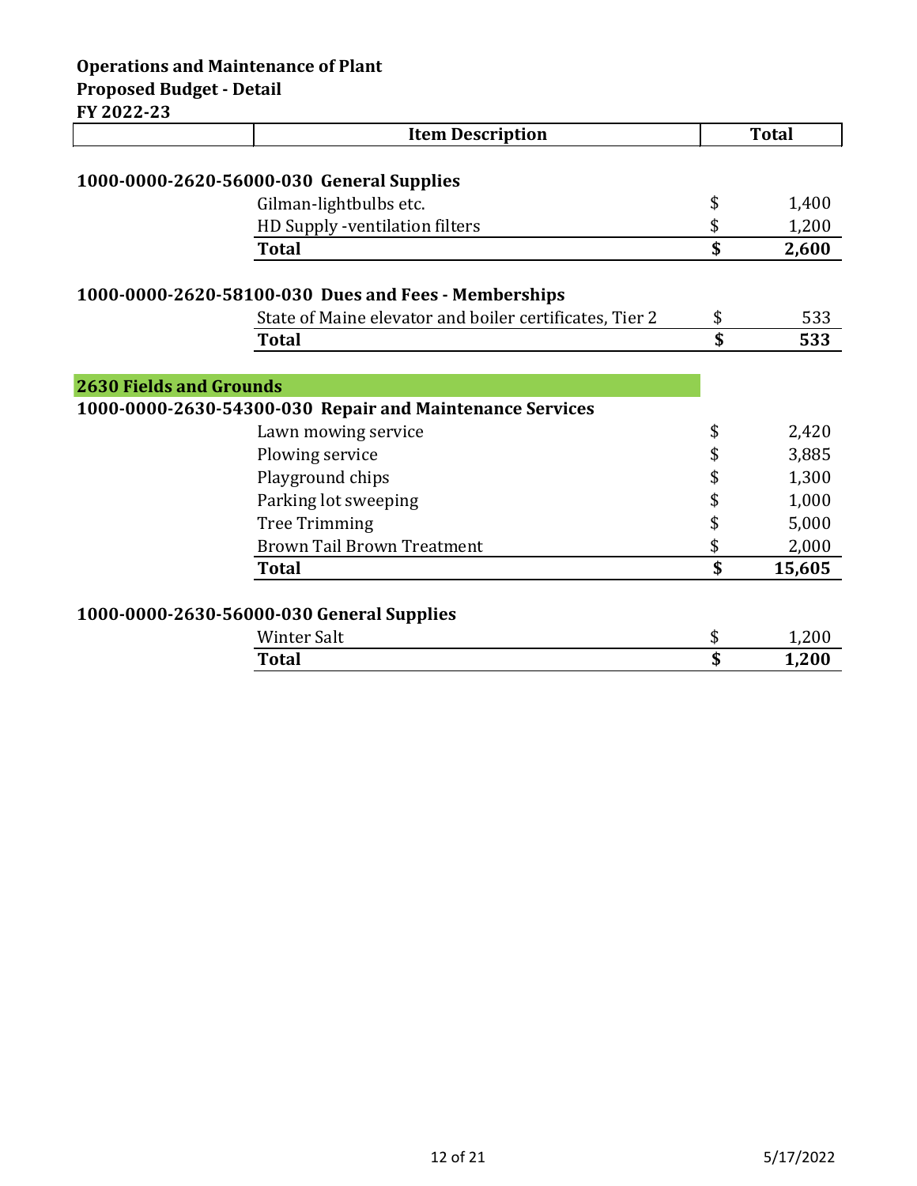**Operations and Maintenance of Plant**
**Proposed Budget - Detail**
**FY 2022-23**

| | Item Description | Total |
|---|---|---|
| **1000-0000-2620-56000-030 General Supplies** | | |
| | Gilman-lightbulbs etc. | $ 1,400 |
| | HD Supply -ventilation filters | $ 1,200 |
| | **Total** | **$ 2,600** |
| **1000-0000-2620-58100-030 Dues and Fees - Memberships** | | |
| | State of Maine elevator and boiler certificates, Tier 2 | $ 533 |
| | **Total** | **$ 533** |
| **2630 Fields and Grounds** | | |
| **1000-0000-2630-54300-030 Repair and Maintenance Services** | | |
| | Lawn mowing service | $ 2,420 |
| | Plowing service | $ 3,885 |
| | Playground chips | $ 1,300 |
| | Parking lot sweeping | $ 1,000 |
| | Tree Trimming | $ 5,000 |
| | Brown Tail Brown Treatment | $ 2,000 |
| | **Total** | **$ 15,605** |
| **1000-0000-2630-56000-030 General Supplies** | | |
| | Winter Salt | $ 1,200 |
| | **Total** | **$ 1,200** |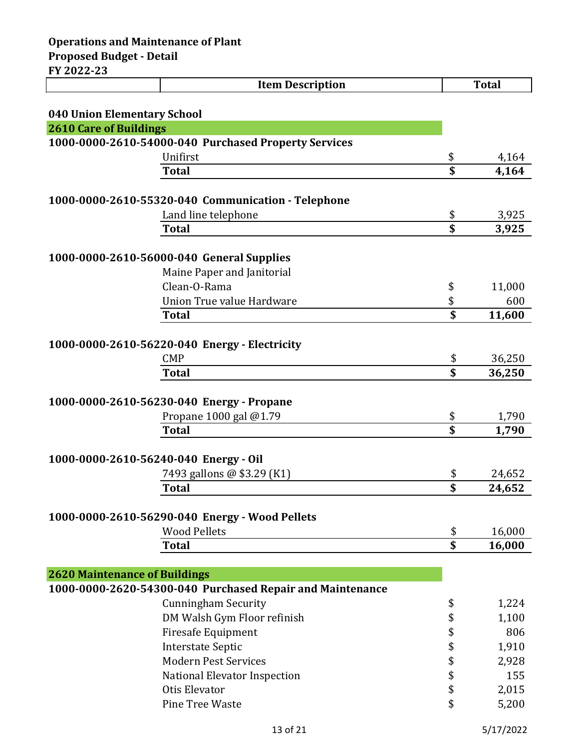**Operations and Maintenance of Plant**
**Proposed Budget - Detail**
**FY 2022-23**

| | Item Description | | Total |
|---|---|---|---|
| **040 Union Elementary School** | | | |
| **2610 Care of Buildings** | | | |
| **1000-0000-2610-54000-040 Purchased Property Services** | | | |
| | Unifirst | $ | 4,164 |
| | **Total** | **$** | **4,164** |
| **1000-0000-2610-55320-040 Communication - Telephone** | | | |
| | Land line telephone | $ | 3,925 |
| | **Total** | **$** | **3,925** |
| **1000-0000-2610-56000-040 General Supplies** | | | |
| | Maine Paper and Janitorial | | |
| | Clean-O-Rama | $ | 11,000 |
| | Union True value Hardware | $ | 600 |
| | **Total** | **$** | **11,600** |
| **1000-0000-2610-56220-040 Energy - Electricity** | | | |
| | CMP | $ | 36,250 |
| | **Total** | **$** | **36,250** |
| **1000-0000-2610-56230-040 Energy - Propane** | | | |
| | Propane 1000 gal @1.79 | $ | 1,790 |
| | **Total** | **$** | **1,790** |
| **1000-0000-2610-56240-040 Energy - Oil** | | | |
| | 7493 gallons @ $3.29 (K1) | $ | 24,652 |
| | **Total** | **$** | **24,652** |
| **1000-0000-2610-56290-040 Energy - Wood Pellets** | | | |
| | Wood Pellets | $ | 16,000 |
| | **Total** | **$** | **16,000** |
| **2620 Maintenance of Buildings** | | | |
| **1000-0000-2620-54300-040 Purchased Repair and Maintenance** | | | |
| | Cunningham Security | $ | 1,224 |
| | DM Walsh Gym Floor refinish | $ | 1,100 |
| | Firesafe Equipment | $ | 806 |
| | Interstate Septic | $ | 1,910 |
| | Modern Pest Services | $ | 2,928 |
| | National Elevator Inspection | $ | 155 |
| | Otis Elevator | $ | 2,015 |
| | Pine Tree Waste | $ | 5,200 |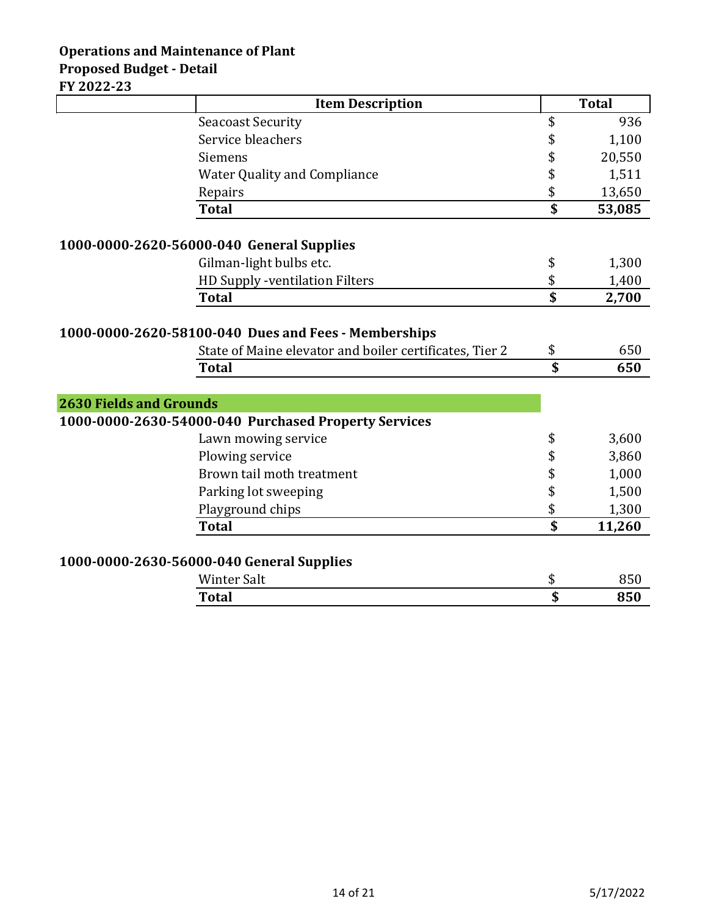**Operations and Maintenance of Plant**
**Proposed Budget - Detail**
**FY 2022-23**

| | Item Description | Total |
|---|---|---|
| | Seacoast Security | $ 936 |
| | Service bleachers | $ 1,100 |
| | Siemens | $ 20,550 |
| | Water Quality and Compliance | $ 1,511 |
| | Repairs | $ 13,650 |
| | **Total** | **$ 53,085** |

**1000-0000-2620-56000-040 General Supplies**

| | Item Description | Total |
|---|---|---|
| | Gilman-light bulbs etc. | $ 1,300 |
| | HD Supply -ventilation Filters | $ 1,400 |
| | **Total** | **$ 2,700** |

**1000-0000-2620-58100-040 Dues and Fees - Memberships**

| | Item Description | Total |
|---|---|---|
| | State of Maine elevator and boiler certificates, Tier 2 | $ 650 |
| | **Total** | **$ 650** |

## 2630 Fields and Grounds

**1000-0000-2630-54000-040 Purchased Property Services**

| | Item Description | Total |
|---|---|---|
| | Lawn mowing service | $ 3,600 |
| | Plowing service | $ 3,860 |
| | Brown tail moth treatment | $ 1,000 |
| | Parking lot sweeping | $ 1,500 |
| | Playground chips | $ 1,300 |
| | **Total** | **$ 11,260** |

**1000-0000-2630-56000-040 General Supplies**

| | Item Description | Total |
|---|---|---|
| | Winter Salt | $ 850 |
| | **Total** | **$ 850** |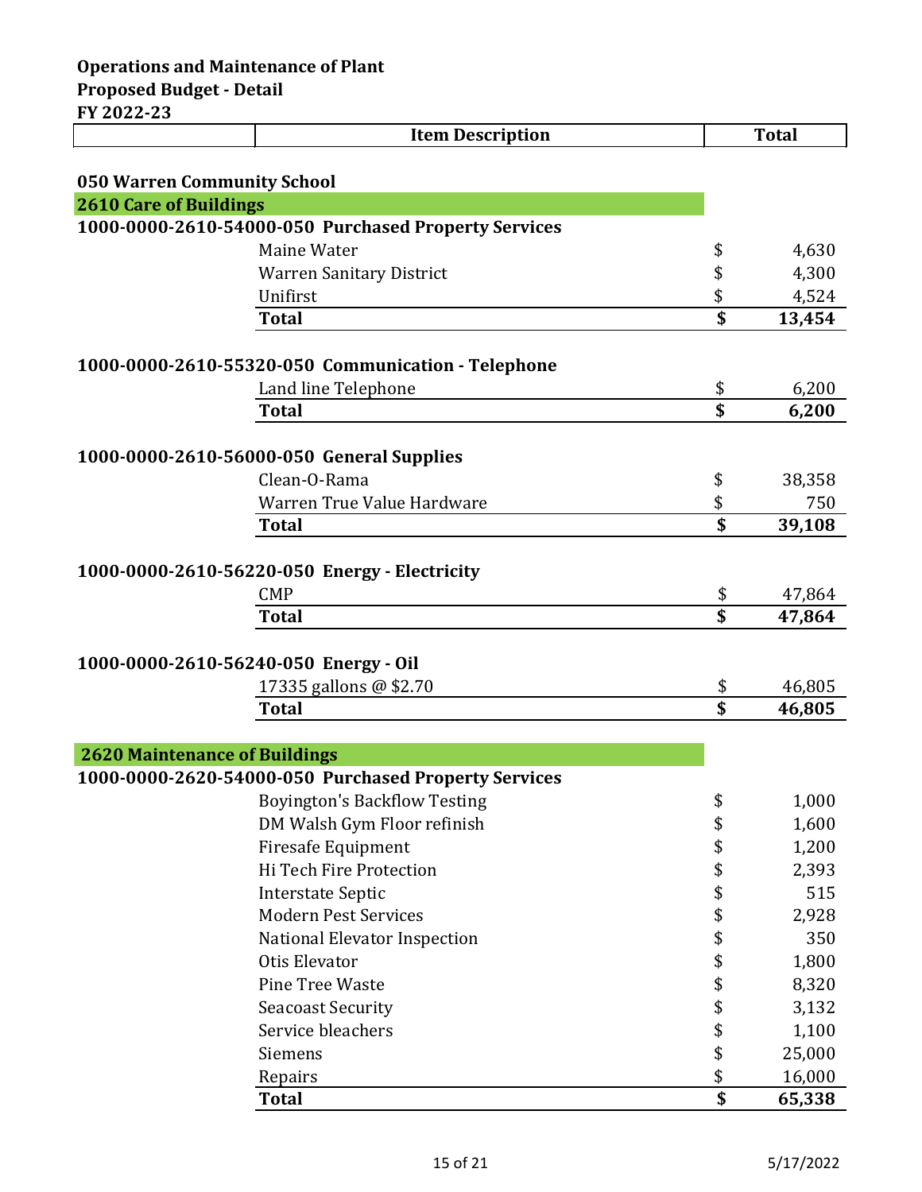**Operations and Maintenance of Plant**
**Proposed Budget - Detail**
**FY 2022-23**

| | Item Description | Total |
|---|---|---|
| **050 Warren Community School** | | |
| **2610 Care of Buildings** | | |
| **1000-0000-2610-54000-050 Purchased Property Services** | | |
| | Maine Water | $ 4,630 |
| | Warren Sanitary District | $ 4,300 |
| | Unifirst | $ 4,524 |
| | **Total** | **$ 13,454** |
| **1000-0000-2610-55320-050 Communication - Telephone** | | |
| | Land line Telephone | $ 6,200 |
| | **Total** | **$ 6,200** |
| **1000-0000-2610-56000-050 General Supplies** | | |
| | Clean-O-Rama | $ 38,358 |
| | Warren True Value Hardware | $ 750 |
| | **Total** | **$ 39,108** |
| **1000-0000-2610-56220-050 Energy - Electricity** | | |
| | CMP | $ 47,864 |
| | **Total** | **$ 47,864** |
| **1000-0000-2610-56240-050 Energy - Oil** | | |
| | 17335 gallons @ $2.70 | $ 46,805 |
| | **Total** | **$ 46,805** |
| **2620 Maintenance of Buildings** | | |
| **1000-0000-2620-54000-050 Purchased Property Services** | | |
| | Boyington's Backflow Testing | $ 1,000 |
| | DM Walsh Gym Floor refinish | $ 1,600 |
| | Firesafe Equipment | $ 1,200 |
| | Hi Tech Fire Protection | $ 2,393 |
| | Interstate Septic | $ 515 |
| | Modern Pest Services | $ 2,928 |
| | National Elevator Inspection | $ 350 |
| | Otis Elevator | $ 1,800 |
| | Pine Tree Waste | $ 8,320 |
| | Seacoast Security | $ 3,132 |
| | Service bleachers | $ 1,100 |
| | Siemens | $ 25,000 |
| | Repairs | $ 16,000 |
| | **Total** | **$ 65,338** |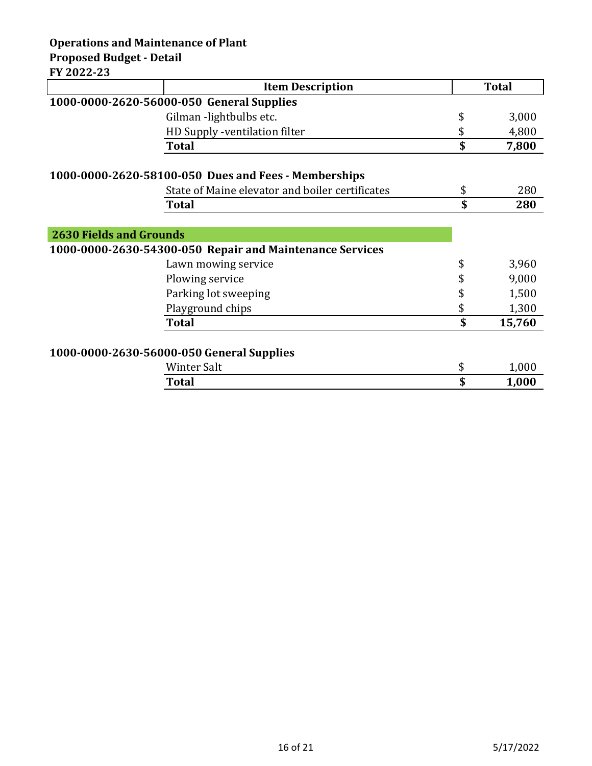**Operations and Maintenance of Plant**
**Proposed Budget - Detail**
**FY 2022-23**

| | Item Description | Total |
|---|---|---|
| **1000-0000-2620-56000-050 General Supplies** | | |
| | Gilman -lightbulbs etc. | $ 3,000 |
| | HD Supply -ventilation filter | $ 4,800 |
| | **Total** | **$ 7,800** |
| | | |
| **1000-0000-2620-58100-050 Dues and Fees - Memberships** | | |
| | State of Maine elevator and boiler certificates | $ 280 |
| | **Total** | **$ 280** |
| | | |
| **2630 Fields and Grounds** | | |
| **1000-0000-2630-54300-050 Repair and Maintenance Services** | | |
| | Lawn mowing service | $ 3,960 |
| | Plowing service | $ 9,000 |
| | Parking lot sweeping | $ 1,500 |
| | Playground chips | $ 1,300 |
| | **Total** | **$ 15,760** |
| | | |
| **1000-0000-2630-56000-050 General Supplies** | | |
| | Winter Salt | $ 1,000 |
| | **Total** | **$ 1,000** |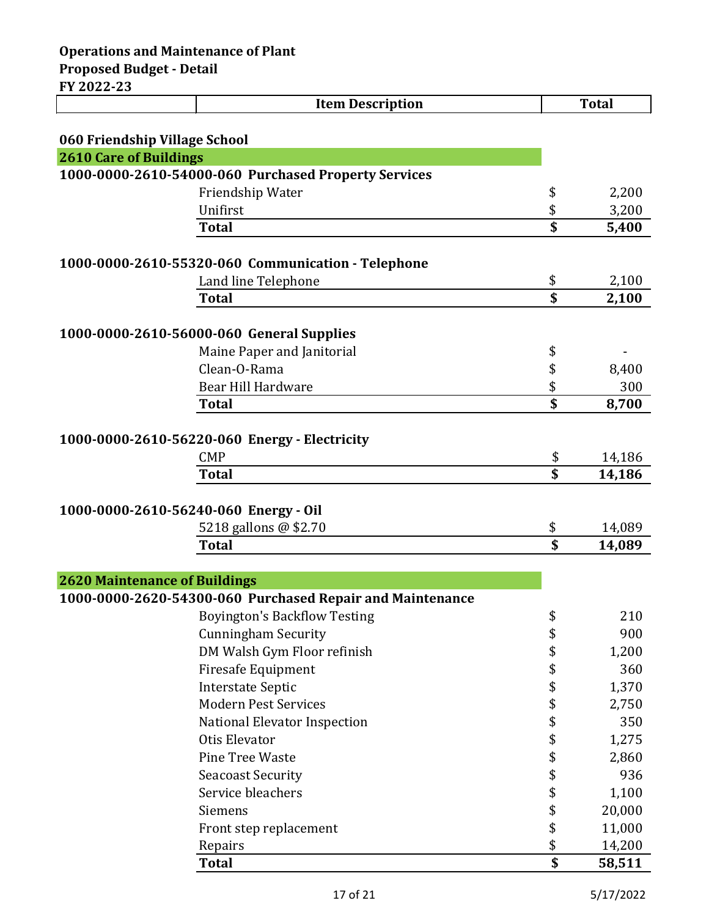**Operations and Maintenance of Plant**
**Proposed Budget - Detail**
**FY 2022-23**

| | Item Description | | Total |
|---|---|---|---|
| **060 Friendship Village School** | | | |
| **2610 Care of Buildings** | | | |
| **1000-0000-2610-54000-060 Purchased Property Services** | | | |
| | Friendship Water | $ | 2,200 |
| | Unifirst | $ | 3,200 |
| | **Total** | **$** | **5,400** |
| **1000-0000-2610-55320-060 Communication - Telephone** | | | |
| | Land line Telephone | $ | 2,100 |
| | **Total** | **$** | **2,100** |
| **1000-0000-2610-56000-060 General Supplies** | | | |
| | Maine Paper and Janitorial | $ | - |
| | Clean-O-Rama | $ | 8,400 |
| | Bear Hill Hardware | $ | 300 |
| | **Total** | **$** | **8,700** |
| **1000-0000-2610-56220-060 Energy - Electricity** | | | |
| | CMP | $ | 14,186 |
| | **Total** | **$** | **14,186** |
| **1000-0000-2610-56240-060 Energy - Oil** | | | |
| | 5218 gallons @ $2.70 | $ | 14,089 |
| | **Total** | **$** | **14,089** |
| **2620 Maintenance of Buildings** | | | |
| **1000-0000-2620-54300-060 Purchased Repair and Maintenance** | | | |
| | Boyington's Backflow Testing | $ | 210 |
| | Cunningham Security | $ | 900 |
| | DM Walsh Gym Floor refinish | $ | 1,200 |
| | Firesafe Equipment | $ | 360 |
| | Interstate Septic | $ | 1,370 |
| | Modern Pest Services | $ | 2,750 |
| | National Elevator Inspection | $ | 350 |
| | Otis Elevator | $ | 1,275 |
| | Pine Tree Waste | $ | 2,860 |
| | Seacoast Security | $ | 936 |
| | Service bleachers | $ | 1,100 |
| | Siemens | $ | 20,000 |
| | Front step replacement | $ | 11,000 |
| | Repairs | $ | 14,200 |
| | **Total** | **$** | **58,511** |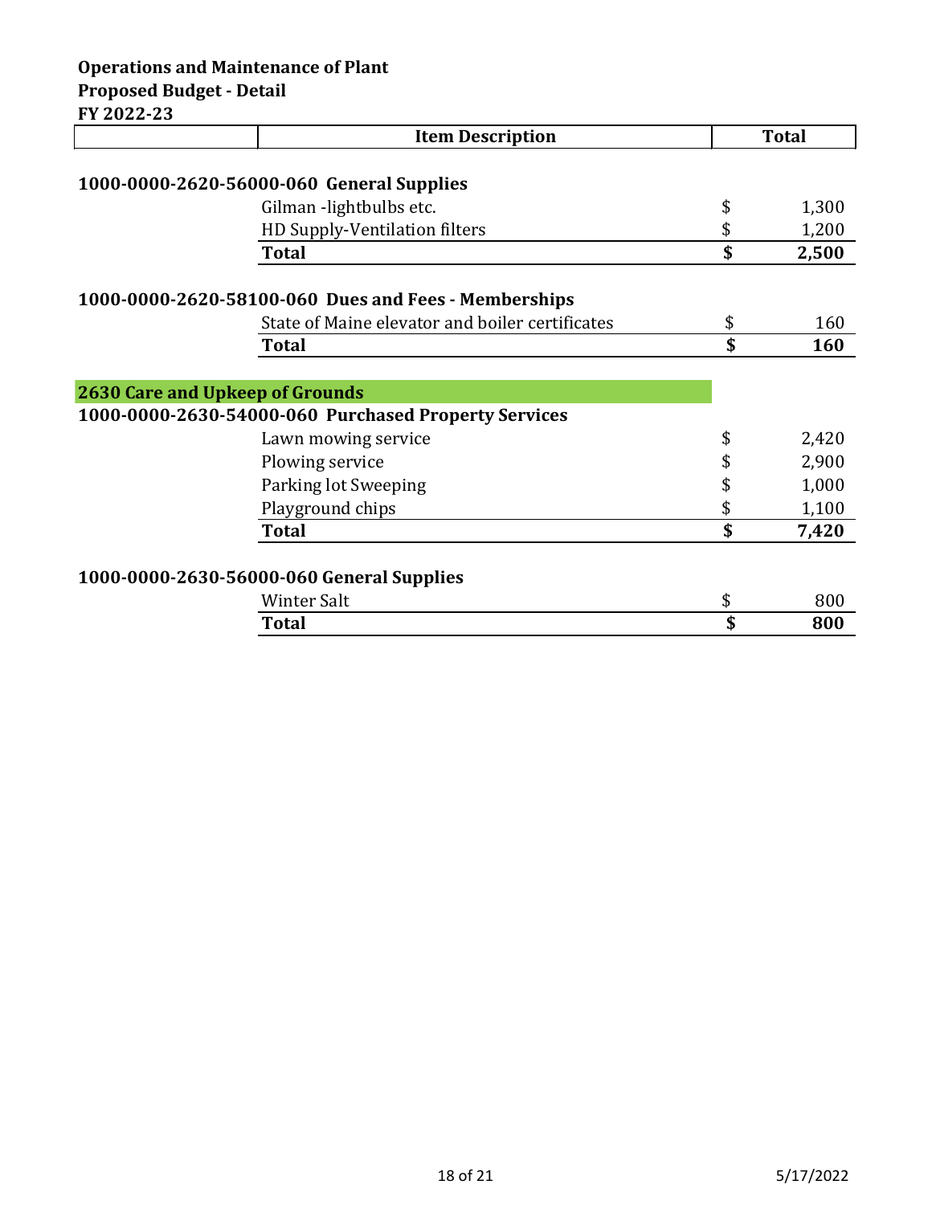**Operations and Maintenance of Plant**
**Proposed Budget - Detail**
**FY 2022-23**

| | Item Description | | Total |
|---|---|---|---|
| **1000-0000-2620-56000-060 General Supplies** | | | |
| | Gilman -lightbulbs etc. | $ | 1,300 |
| | HD Supply-Ventilation filters | $ | 1,200 |
| | **Total** | **$** | **2,500** |
| **1000-0000-2620-58100-060 Dues and Fees - Memberships** | | | |
| | State of Maine elevator and boiler certificates | $ | 160 |
| | **Total** | **$** | **160** |
| **2630 Care and Upkeep of Grounds** | | | |
| **1000-0000-2630-54000-060 Purchased Property Services** | | | |
| | Lawn mowing service | $ | 2,420 |
| | Plowing service | $ | 2,900 |
| | Parking lot Sweeping | $ | 1,000 |
| | Playground chips | $ | 1,100 |
| | **Total** | **$** | **7,420** |
| **1000-0000-2630-56000-060 General Supplies** | | | |
| | Winter Salt | $ | 800 |
| | **Total** | **$** | **800** |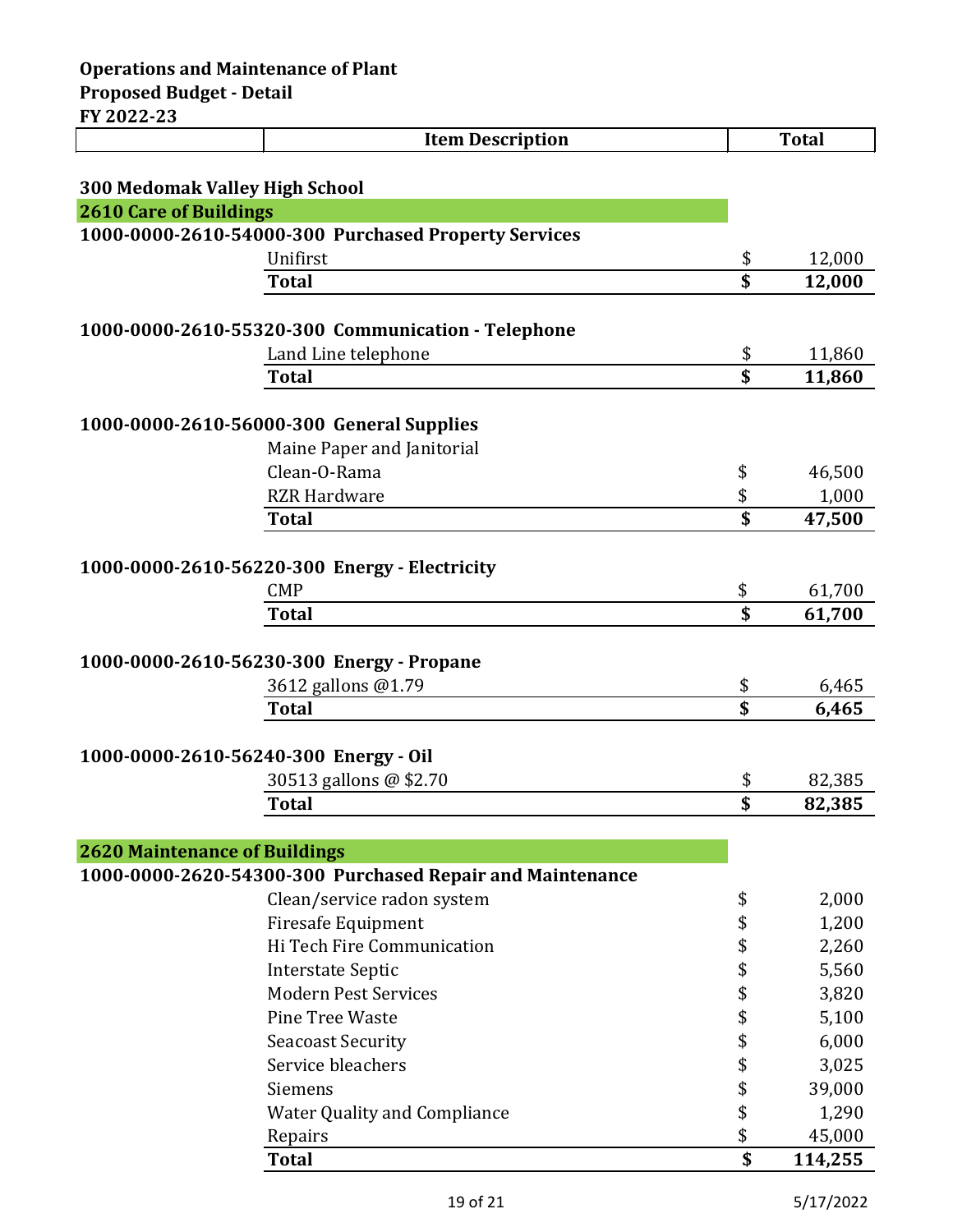**Operations and Maintenance of Plant**
**Proposed Budget - Detail**
**FY 2022-23**

| | Item Description | Total |
|---|---|---|
| **300 Medomak Valley High School** | | |
| **2610 Care of Buildings** | | |
| **1000-0000-2610-54000-300 Purchased Property Services** | | |
| | Unifirst | $ 12,000 |
| | **Total** | **$ 12,000** |
| **1000-0000-2610-55320-300 Communication - Telephone** | | |
| | Land Line telephone | $ 11,860 |
| | **Total** | **$ 11,860** |
| **1000-0000-2610-56000-300 General Supplies** | | |
| | Maine Paper and Janitorial | |
| | Clean-O-Rama | $ 46,500 |
| | RZR Hardware | $ 1,000 |
| | **Total** | **$ 47,500** |
| **1000-0000-2610-56220-300 Energy - Electricity** | | |
| | CMP | $ 61,700 |
| | **Total** | **$ 61,700** |
| **1000-0000-2610-56230-300 Energy - Propane** | | |
| | 3612 gallons @1.79 | $ 6,465 |
| | **Total** | **$ 6,465** |
| **1000-0000-2610-56240-300 Energy - Oil** | | |
| | 30513 gallons @ $2.70 | $ 82,385 |
| | **Total** | **$ 82,385** |
| **2620 Maintenance of Buildings** | | |
| **1000-0000-2620-54300-300 Purchased Repair and Maintenance** | | |
| | Clean/service radon system | $ 2,000 |
| | Firesafe Equipment | $ 1,200 |
| | Hi Tech Fire Communication | $ 2,260 |
| | Interstate Septic | $ 5,560 |
| | Modern Pest Services | $ 3,820 |
| | Pine Tree Waste | $ 5,100 |
| | Seacoast Security | $ 6,000 |
| | Service bleachers | $ 3,025 |
| | Siemens | $ 39,000 |
| | Water Quality and Compliance | $ 1,290 |
| | Repairs | $ 45,000 |
| | **Total** | **$ 114,255** |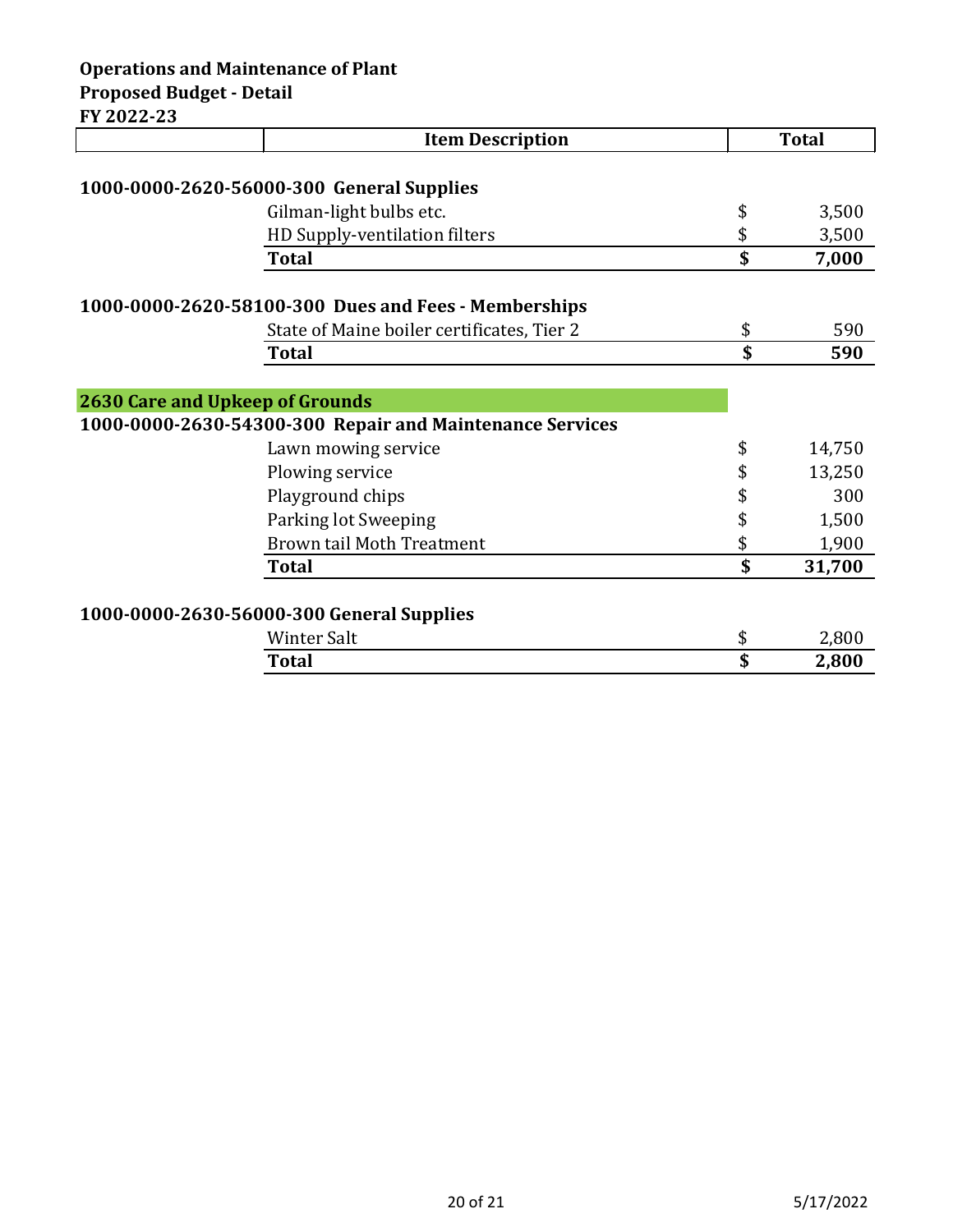**Operations and Maintenance of Plant**
**Proposed Budget - Detail**
**FY 2022-23**

| | Item Description | Total |
|---|---|---|
| **1000-0000-2620-56000-300 General Supplies** | | |
| | Gilman-light bulbs etc. | $ 3,500 |
| | HD Supply-ventilation filters | $ 3,500 |
| | **Total** | **$ 7,000** |
| **1000-0000-2620-58100-300 Dues and Fees - Memberships** | | |
| | State of Maine boiler certificates, Tier 2 | $ 590 |
| | **Total** | **$ 590** |
| **2630 Care and Upkeep of Grounds** | | |
| **1000-0000-2630-54300-300 Repair and Maintenance Services** | | |
| | Lawn mowing service | $ 14,750 |
| | Plowing service | $ 13,250 |
| | Playground chips | $ 300 |
| | Parking lot Sweeping | $ 1,500 |
| | Brown tail Moth Treatment | $ 1,900 |
| | **Total** | **$ 31,700** |
| **1000-0000-2630-56000-300 General Supplies** | | |
| | Winter Salt | $ 2,800 |
| | **Total** | **$ 2,800** |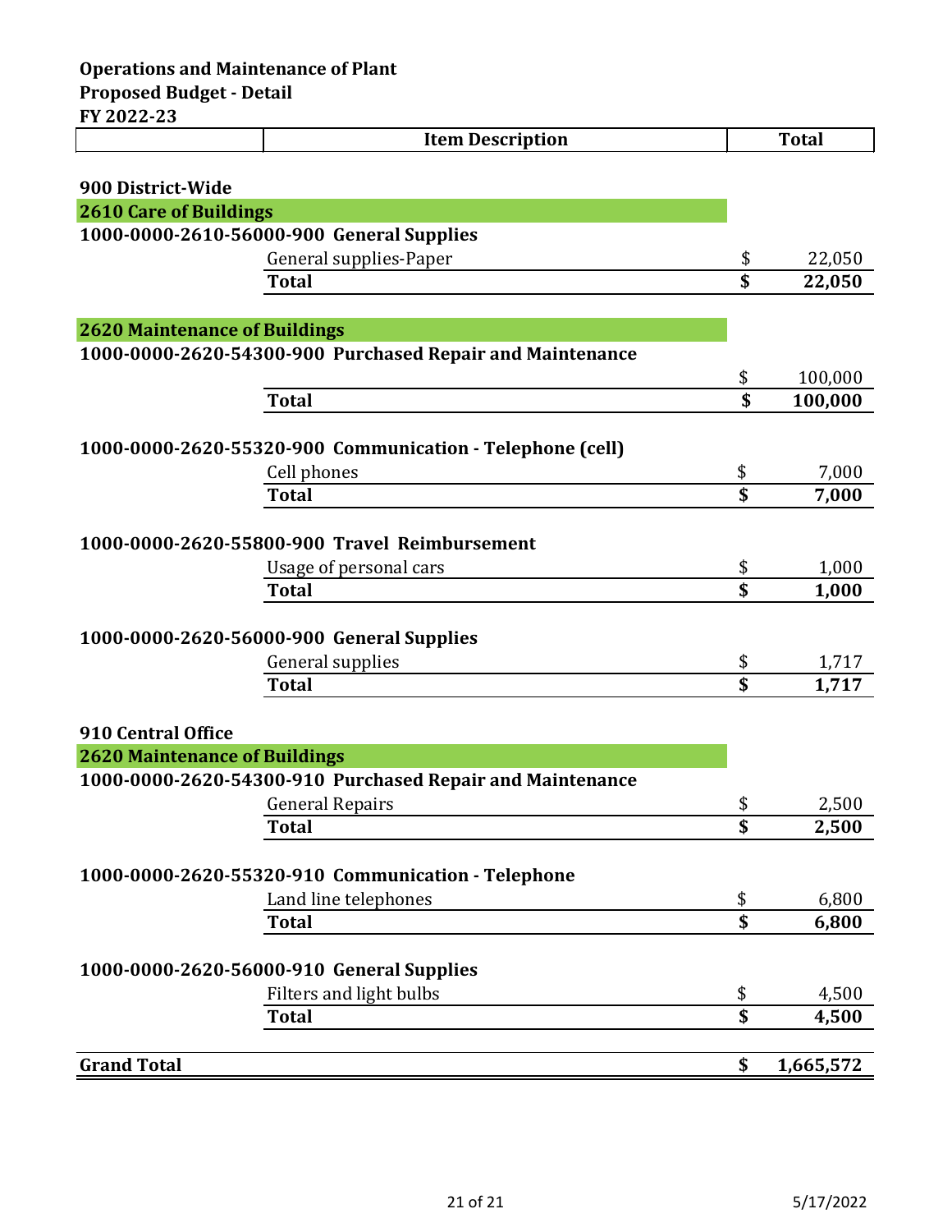**Operations and Maintenance of Plant**
**Proposed Budget - Detail**
**FY 2022-23**

| | Item Description | Total |
|---|---|---|
| **900 District-Wide** | | |
| **2610 Care of Buildings** | | |
| **1000-0000-2610-56000-900 General Supplies** | | |
| | General supplies-Paper | $ 22,050 |
| | **Total** | **$ 22,050** |
| **2620 Maintenance of Buildings** | | |
| **1000-0000-2620-54300-900 Purchased Repair and Maintenance** | | |
| | | $ 100,000 |
| | **Total** | **$ 100,000** |
| **1000-0000-2620-55320-900 Communication - Telephone (cell)** | | |
| | Cell phones | $ 7,000 |
| | **Total** | **$ 7,000** |
| **1000-0000-2620-55800-900 Travel Reimbursement** | | |
| | Usage of personal cars | $ 1,000 |
| | **Total** | **$ 1,000** |
| **1000-0000-2620-56000-900 General Supplies** | | |
| | General supplies | $ 1,717 |
| | **Total** | **$ 1,717** |
| **910 Central Office** | | |
| **2620 Maintenance of Buildings** | | |
| **1000-0000-2620-54300-910 Purchased Repair and Maintenance** | | |
| | General Repairs | $ 2,500 |
| | **Total** | **$ 2,500** |
| **1000-0000-2620-55320-910 Communication - Telephone** | | |
| | Land line telephones | $ 6,800 |
| | **Total** | **$ 6,800** |
| **1000-0000-2620-56000-910 General Supplies** | | |
| | Filters and light bulbs | $ 4,500 |
| | **Total** | **$ 4,500** |
| **Grand Total** | | **$ 1,665,572** |

5/17/2022